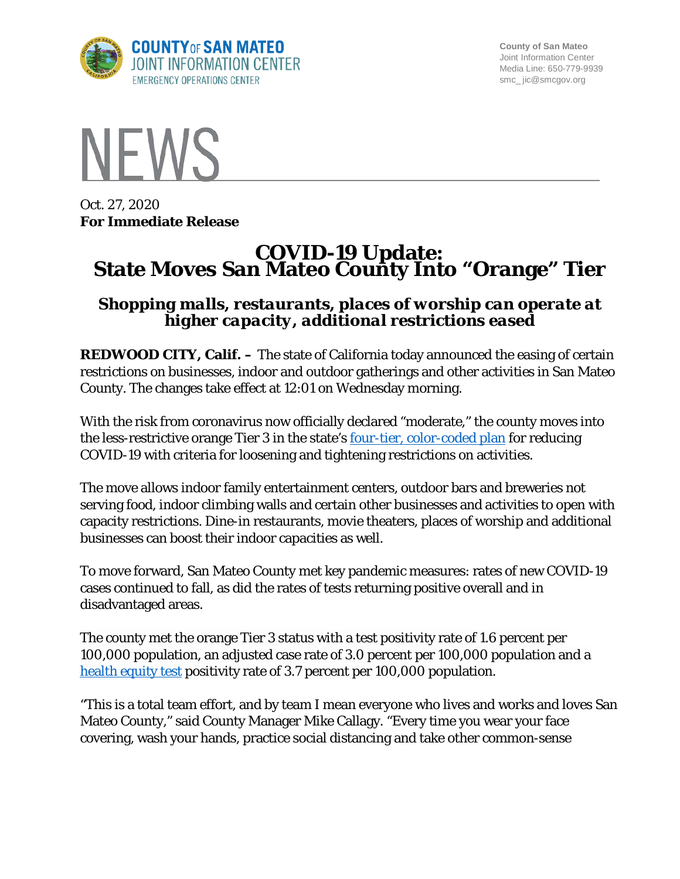COUNTY OF SAN MATEO
JOINT INFORMATION CENTER
EMERGENCY OPERATIONS CENTER

County of San Mateo
Joint Information Center
Media Line: 650-779-9939
smc_ jic@smcgov.org

# NEWS

Oct. 27, 2020
**For Immediate Release**

# COVID-19 Update: State Moves San Mateo County Into "Orange" Tier

### *Shopping malls, restaurants, places of worship can operate at higher capacity, additional restrictions eased*

**REDWOOD CITY, Calif. –** The state of California today announced the easing of certain restrictions on businesses, indoor and outdoor gatherings and other activities in San Mateo County. The changes take effect at 12:01 on Wednesday morning.

With the risk from coronavirus now officially declared "moderate," the county moves into the less-restrictive orange Tier 3 in the state's [four-tier, color-coded plan](#) for reducing COVID-19 with criteria for loosening and tightening restrictions on activities.

The move allows indoor family entertainment centers, outdoor bars and breweries not serving food, indoor climbing walls and certain other businesses and activities to open with capacity restrictions. Dine-in restaurants, movie theaters, places of worship and additional businesses can boost their indoor capacities as well.

To move forward, San Mateo County met key pandemic measures: rates of new COVID-19 cases continued to fall, as did the rates of tests returning positive overall and in disadvantaged areas.

The county met the orange Tier 3 status with a test positivity rate of 1.6 percent per 100,000 population, an adjusted case rate of 3.0 percent per 100,000 population and a [health equity test](#) positivity rate of 3.7 percent per 100,000 population.

"This is a total team effort, and by team I mean everyone who lives and works and loves San Mateo County," said County Manager Mike Callagy. "Every time you wear your face covering, wash your hands, practice social distancing and take other common-sense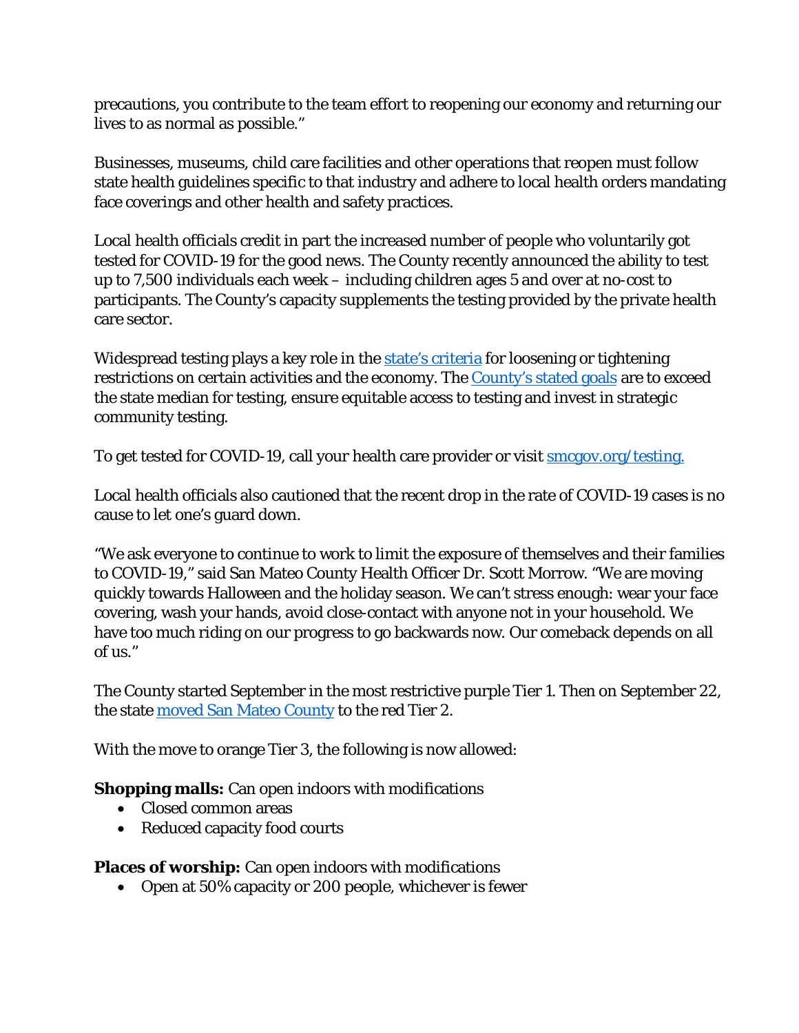precautions, you contribute to the team effort to reopening our economy and returning our lives to as normal as possible."

Businesses, museums, child care facilities and other operations that reopen must follow state health guidelines specific to that industry and adhere to local health orders mandating face coverings and other health and safety practices.

Local health officials credit in part the increased number of people who voluntarily got tested for COVID-19 for the good news. The County recently announced the ability to test up to 7,500 individuals each week – including children ages 5 and over at no-cost to participants. The County's capacity supplements the testing provided by the private health care sector.

Widespread testing plays a key role in the [state's criteria] for loosening or tightening restrictions on certain activities and the economy. The [County's stated goals] are to exceed the state median for testing, ensure equitable access to testing and invest in strategic community testing.

To get tested for COVID-19, call your health care provider or visit [smcgov.org/testing.]

Local health officials also cautioned that the recent drop in the rate of COVID-19 cases is no cause to let one's guard down.

"We ask everyone to continue to work to limit the exposure of themselves and their families to COVID-19," said San Mateo County Health Officer Dr. Scott Morrow. "We are moving quickly towards Halloween and the holiday season. We can't stress enough: wear your face covering, wash your hands, avoid close-contact with anyone not in your household. We have too much riding on our progress to go backwards now. Our comeback depends on all of us."

The County started September in the most restrictive purple Tier 1. Then on September 22, the state [moved San Mateo County] to the red Tier 2.

With the move to orange Tier 3, the following is now allowed:

**Shopping malls:** Can open indoors with modifications

- Closed common areas
- Reduced capacity food courts

**Places of worship:** Can open indoors with modifications

- Open at 50% capacity or 200 people, whichever is fewer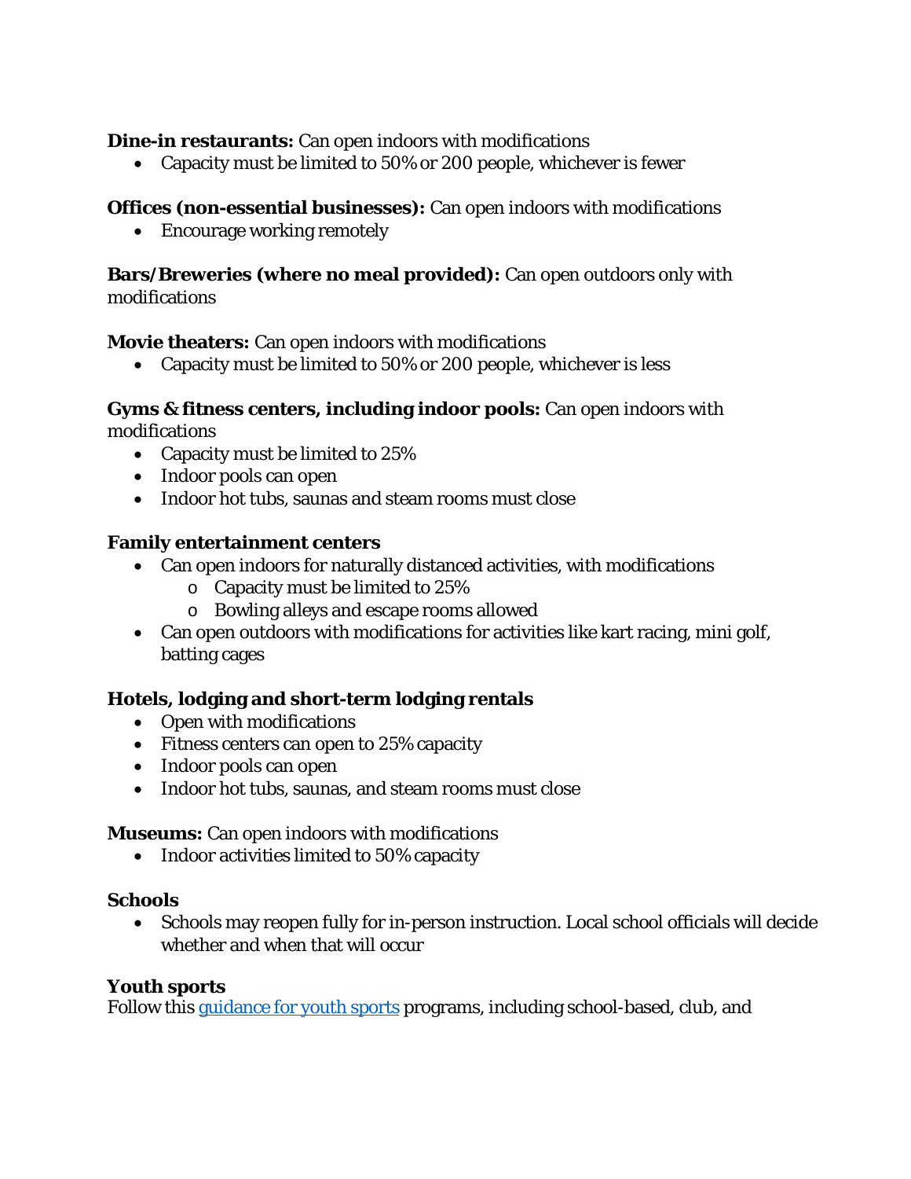**Dine-in restaurants:** Can open indoors with modifications

- Capacity must be limited to 50% or 200 people, whichever is fewer

**Offices (non-essential businesses):** Can open indoors with modifications

- Encourage working remotely

**Bars/Breweries (where no meal provided):** Can open outdoors only with modifications

**Movie theaters:** Can open indoors with modifications

- Capacity must be limited to 50% or 200 people, whichever is less

**Gyms & fitness centers, including indoor pools:** Can open indoors with modifications

- Capacity must be limited to 25%
- Indoor pools can open
- Indoor hot tubs, saunas and steam rooms must close

**Family entertainment centers**

- Can open indoors for naturally distanced activities, with modifications
  - Capacity must be limited to 25%
  - Bowling alleys and escape rooms allowed
- Can open outdoors with modifications for activities like kart racing, mini golf, batting cages

**Hotels, lodging and short-term lodging rentals**

- Open with modifications
- Fitness centers can open to 25% capacity
- Indoor pools can open
- Indoor hot tubs, saunas, and steam rooms must close

**Museums:** Can open indoors with modifications

- Indoor activities limited to 50% capacity

**Schools**

- Schools may reopen fully for in-person instruction. Local school officials will decide whether and when that will occur

**Youth sports**

Follow this [guidance for youth sports] programs, including school-based, club, and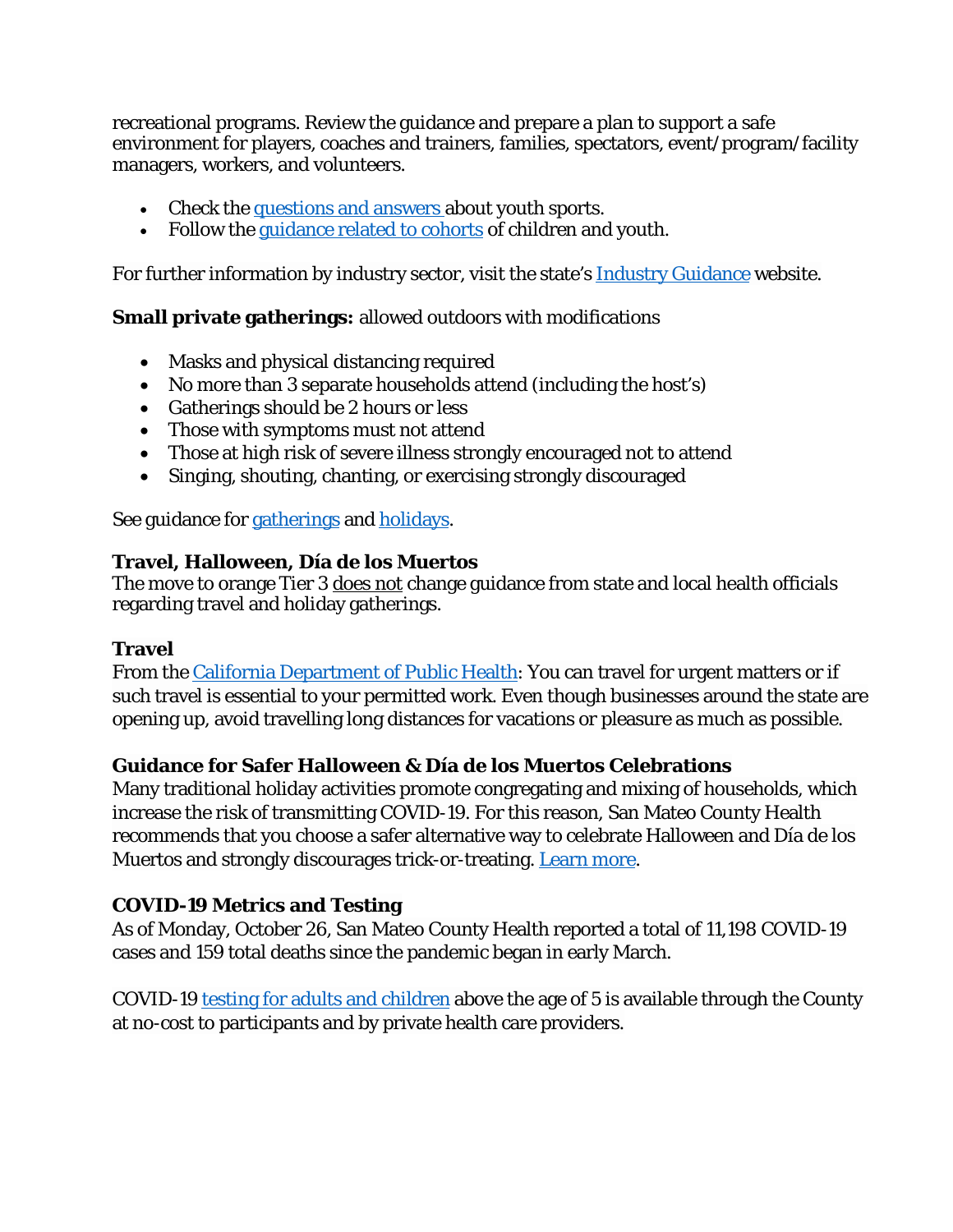recreational programs. Review the guidance and prepare a plan to support a safe environment for players, coaches and trainers, families, spectators, event/program/facility managers, workers, and volunteers.

- Check the questions and answers about youth sports.
- Follow the guidance related to cohorts of children and youth.

For further information by industry sector, visit the state's Industry Guidance website.

**Small private gatherings:** allowed outdoors with modifications

- Masks and physical distancing required
- No more than 3 separate households attend (including the host's)
- Gatherings should be 2 hours or less
- Those with symptoms must not attend
- Those at high risk of severe illness strongly encouraged not to attend
- Singing, shouting, chanting, or exercising strongly discouraged

See guidance for gatherings and holidays.

**Travel, Halloween, Día de los Muertos**

The move to orange Tier 3 does not change guidance from state and local health officials regarding travel and holiday gatherings.

**Travel**

From the California Department of Public Health: You can travel for urgent matters or if such travel is essential to your permitted work. Even though businesses around the state are opening up, avoid travelling long distances for vacations or pleasure as much as possible.

**Guidance for Safer Halloween & Día de los Muertos Celebrations**

Many traditional holiday activities promote congregating and mixing of households, which increase the risk of transmitting COVID-19. For this reason, San Mateo County Health recommends that you choose a safer alternative way to celebrate Halloween and Día de los Muertos and strongly discourages trick-or-treating. Learn more.

**COVID-19 Metrics and Testing**

As of Monday, October 26, San Mateo County Health reported a total of 11,198 COVID-19 cases and 159 total deaths since the pandemic began in early March.

COVID-19 testing for adults and children above the age of 5 is available through the County at no-cost to participants and by private health care providers.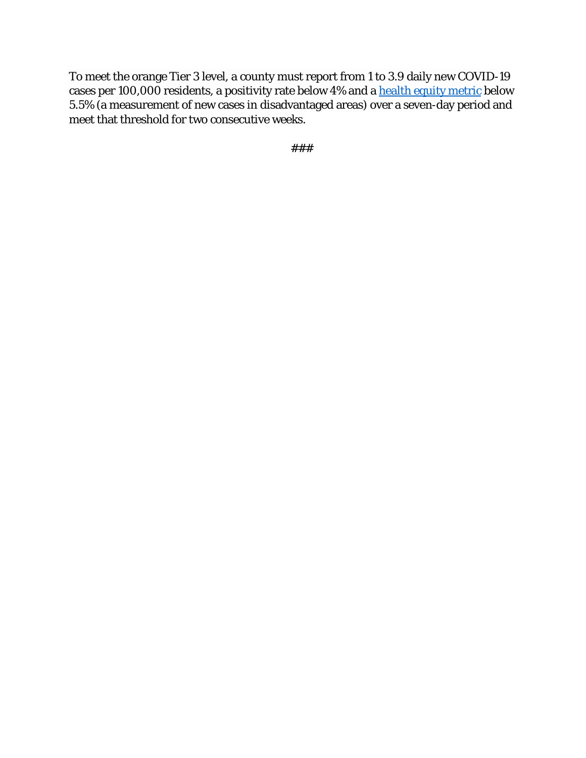To meet the orange Tier 3 level, a county must report from 1 to 3.9 daily new COVID-19 cases per 100,000 residents, a positivity rate below 4% and a health equity metric below 5.5% (a measurement of new cases in disadvantaged areas) over a seven-day period and meet that threshold for two consecutive weeks.

###